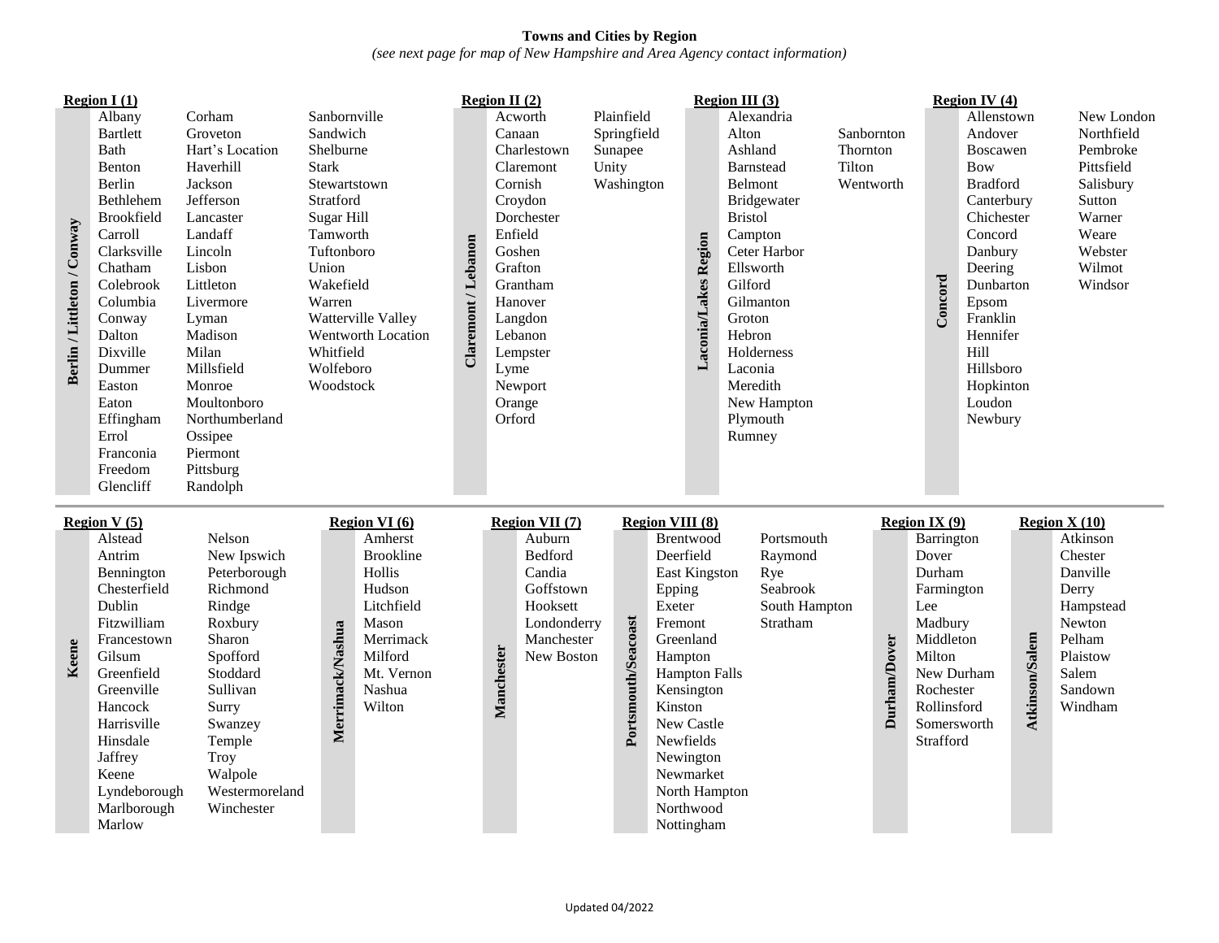**Towns and Cities by Region**

*(see next page for map of New Hampshire and Area Agency contact information)*

### Region I (1) — Berlin / Littleton / Conway

Albany, Bartlett, Bath, Benton, Berlin, Bethlehem, Brookfield, Carroll, Clarksville, Chatham, Colebrook, Columbia, Conway, Dalton, Dixville, Dummer, Easton, Eaton, Effingham, Errol, Franconia, Freedom, Glencliff, Corham, Groveton, Hart's Location, Haverhill, Jackson, Jefferson, Lancaster, Landaff, Lincoln, Lisbon, Littleton, Livermore, Lyman, Madison, Milan, Millsfield, Monroe, Moultonboro, Northumberland, Ossipee, Piermont, Pittsburg, Randolph, Sanbornville, Sandwich, Shelburne, Stark, Stewartstown, Stratford, Sugar Hill, Tamworth, Tuftonboro, Union, Wakefield, Warren, Watterville Valley, Wentworth Location, Whitfield, Wolfeboro, Woodstock

### Region II (2) — Claremont / Lebanon

Acworth, Canaan, Charlestown, Claremont, Cornish, Croydon, Dorchester, Enfield, Goshen, Grafton, Grantham, Hanover, Langdon, Lebanon, Lempster, Lyme, Newport, Orange, Orford, Plainfield, Springfield, Sunapee, Unity, Washington

### Region III (3) — Laconia/Lakes Region

Alexandria, Alton, Ashland, Barnstead, Belmont, Bridgewater, Bristol, Campton, Ceter Harbor, Ellsworth, Gilford, Gilmanton, Groton, Hebron, Holderness, Laconia, Meredith, New Hampton, Plymouth, Rumney, Sanbornton, Thornton, Tilton, Wentworth

### Region IV (4) — Concord

Allenstown, Andover, Boscawen, Bow, Bradford, Canterbury, Chichester, Concord, Danbury, Deering, Dunbarton, Epsom, Franklin, Hennifer, Hill, Hillsboro, Hopkinton, Loudon, Newbury, New London, Northfield, Pembroke, Pittsfield, Salisbury, Sutton, Warner, Weare, Webster, Wilmot, Windsor

### Region V (5) — Keene

Alstead, Antrim, Bennington, Chesterfield, Dublin, Fitzwilliam, Francestown, Gilsum, Greenfield, Greenville, Hancock, Harrisville, Hinsdale, Jaffrey, Keene, Lyndeborough, Marlborough, Marlow, Nelson, New Ipswich, Peterborough, Richmond, Rindge, Roxbury, Sharon, Spofford, Stoddard, Sullivan, Surry, Swanzey, Temple, Troy, Walpole, Westermoreland, Winchester

### Region VI (6) — Merrimack/Nashua

Amherst, Brookline, Hollis, Hudson, Litchfield, Mason, Merrimack, Milford, Mt. Vernon, Nashua, Wilton

### Region VII (7) — Manchester

Auburn, Bedford, Candia, Goffstown, Hooksett, Londonderry, Manchester, New Boston

### Region VIII (8) — Portsmouth/Seacoast

Brentwood, Deerfield, East Kingston, Epping, Exeter, Fremont, Greenland, Hampton, Hampton Falls, Kensington, Kinston, New Castle, Newfields, Newington, Newmarket, North Hampton, Northwood, Nottingham, Portsmouth, Raymond, Rye, Seabrook, South Hampton, Stratham

### Region IX (9) — Durham/Dover

Barrington, Dover, Durham, Farmington, Lee, Madbury, Middleton, Milton, New Durham, Rochester, Rollinsford, Somersworth, Strafford

### Region X (10) — Atkinson/Salem

Atkinson, Chester, Danville, Derry, Hampstead, Newton, Pelham, Plaistow, Salem, Sandown, Windham

Updated 04/2022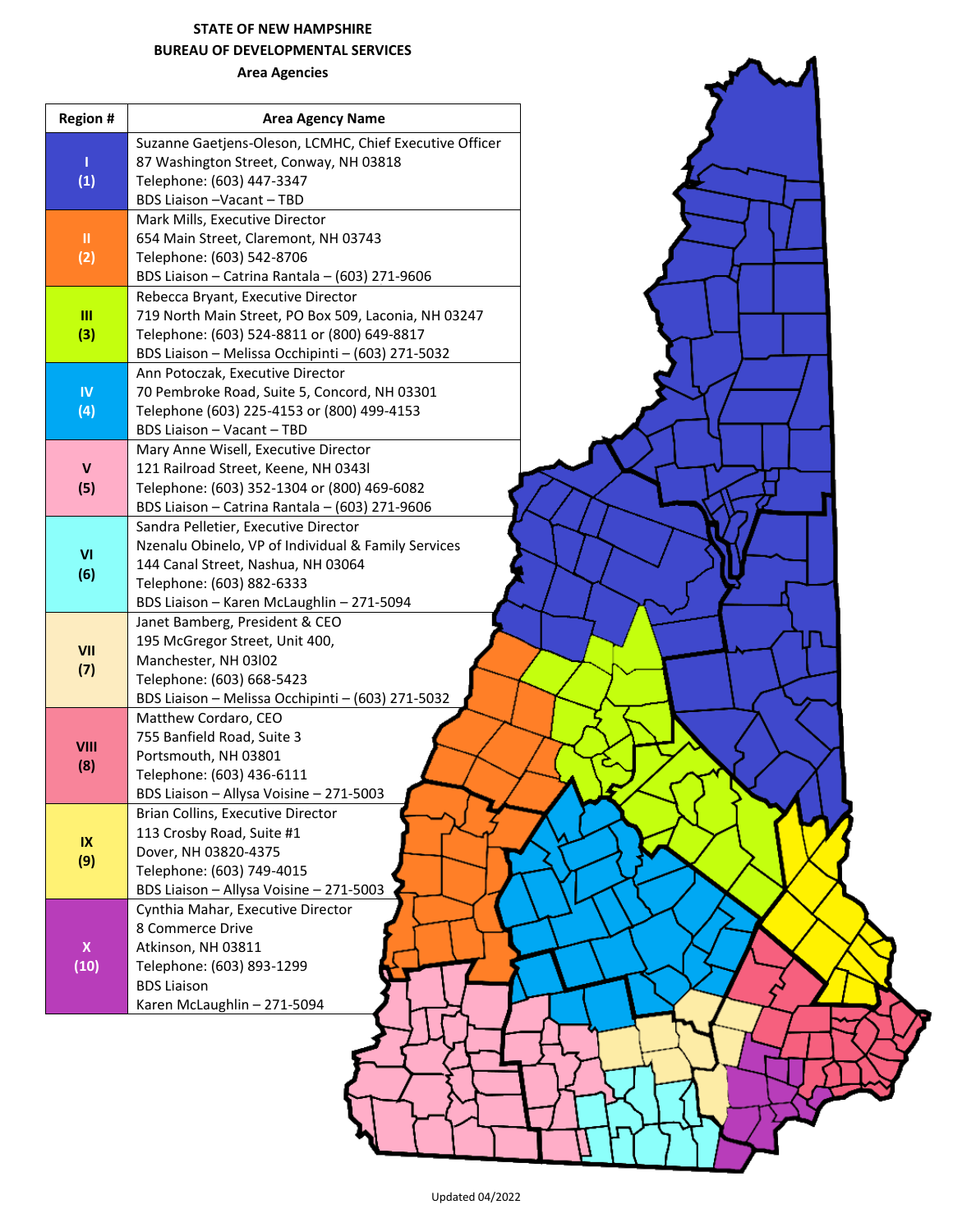**STATE OF NEW HAMPSHIRE**
**BUREAU OF DEVELOPMENTAL SERVICES**
**Area Agencies**

| Region # | Area Agency Name |
|---|---|
| I (1) | Suzanne Gaetjens-Oleson, LCMHC, Chief Executive Officer<br>87 Washington Street, Conway, NH 03818<br>Telephone: (603) 447-3347<br>BDS Liaison –Vacant – TBD |
| II (2) | Mark Mills, Executive Director<br>654 Main Street, Claremont, NH 03743<br>Telephone: (603) 542-8706<br>BDS Liaison – Catrina Rantala – (603) 271-9606 |
| III (3) | Rebecca Bryant, Executive Director<br>719 North Main Street, PO Box 509, Laconia, NH 03247<br>Telephone: (603) 524-8811 or (800) 649-8817<br>BDS Liaison – Melissa Occhipinti – (603) 271-5032 |
| IV (4) | Ann Potoczak, Executive Director<br>70 Pembroke Road, Suite 5, Concord, NH 03301<br>Telephone (603) 225-4153 or (800) 499-4153<br>BDS Liaison – Vacant – TBD |
| V (5) | Mary Anne Wisell, Executive Director<br>121 Railroad Street, Keene, NH 0343l<br>Telephone: (603) 352-1304 or (800) 469-6082<br>BDS Liaison – Catrina Rantala – (603) 271-9606 |
| VI (6) | Sandra Pelletier, Executive Director<br>Nzenalu Obinelo, VP of Individual & Family Services<br>144 Canal Street, Nashua, NH 03064<br>Telephone: (603) 882-6333<br>BDS Liaison – Karen McLaughlin – 271-5094 |
| VII (7) | Janet Bamberg, President & CEO<br>195 McGregor Street, Unit 400,<br>Manchester, NH 03l02<br>Telephone: (603) 668-5423<br>BDS Liaison – Melissa Occhipinti – (603) 271-5032 |
| VIII (8) | Matthew Cordaro, CEO<br>755 Banfield Road, Suite 3<br>Portsmouth, NH 03801<br>Telephone: (603) 436-6111<br>BDS Liaison – Allysa Voisine – 271-5003 |
| IX (9) | Brian Collins, Executive Director<br>113 Crosby Road, Suite #1<br>Dover, NH 03820-4375<br>Telephone: (603) 749-4015<br>BDS Liaison – Allysa Voisine – 271-5003 |
| X (10) | Cynthia Mahar, Executive Director<br>8 Commerce Drive<br>Atkinson, NH 03811<br>Telephone: (603) 893-1299<br>BDS Liaison<br>Karen McLaughlin – 271-5094 |

Updated 04/2022